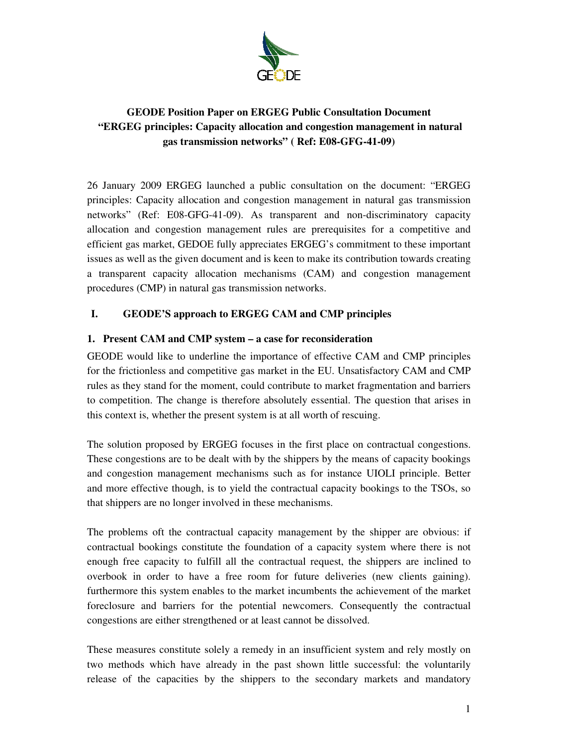**GEODE Position Paper on ERGEG Public Consultation Document "ERGEG principles: Capacity allocation and congestion management in natural gas transmission networks" ( Ref: E08-GFG-41-09)**

26 January 2009 ERGEG launched a public consultation on the document: "ERGEG principles: Capacity allocation and congestion management in natural gas transmission networks" (Ref: E08-GFG-41-09). As transparent and non-discriminatory capacity allocation and congestion management rules are prerequisites for a competitive and efficient gas market, GEDOE fully appreciates ERGEG's commitment to these important issues as well as the given document and is keen to make its contribution towards creating a transparent capacity allocation mechanisms (CAM) and congestion management procedures (CMP) in natural gas transmission networks.

## I. GEODE'S approach to ERGEG CAM and CMP principles

### 1. Present CAM and CMP system – a case for reconsideration

GEODE would like to underline the importance of effective CAM and CMP principles for the frictionless and competitive gas market in the EU. Unsatisfactory CAM and CMP rules as they stand for the moment, could contribute to market fragmentation and barriers to competition. The change is therefore absolutely essential. The question that arises in this context is, whether the present system is at all worth of rescuing.

The solution proposed by ERGEG focuses in the first place on contractual congestions. These congestions are to be dealt with by the shippers by the means of capacity bookings and congestion management mechanisms such as for instance UIOLI principle. Better and more effective though, is to yield the contractual capacity bookings to the TSOs, so that shippers are no longer involved in these mechanisms.

The problems oft the contractual capacity management by the shipper are obvious: if contractual bookings constitute the foundation of a capacity system where there is not enough free capacity to fulfill all the contractual request, the shippers are inclined to overbook in order to have a free room for future deliveries (new clients gaining). furthermore this system enables to the market incumbents the achievement of the market foreclosure and barriers for the potential newcomers. Consequently the contractual congestions are either strengthened or at least cannot be dissolved.

These measures constitute solely a remedy in an insufficient system and rely mostly on two methods which have already in the past shown little successful: the voluntarily release of the capacities by the shippers to the secondary markets and mandatory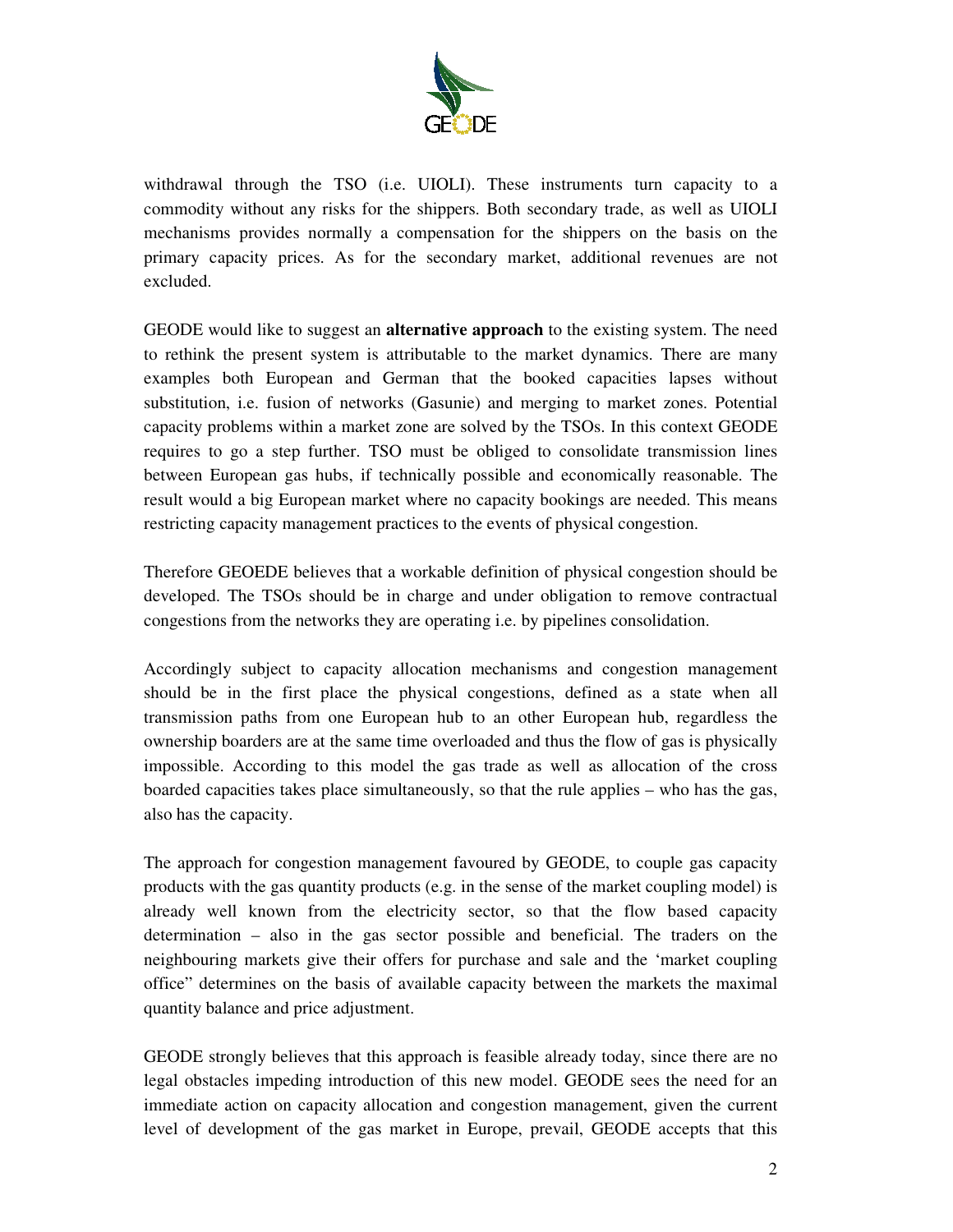withdrawal through the TSO (i.e. UIOLI). These instruments turn capacity to a commodity without any risks for the shippers. Both secondary trade, as well as UIOLI mechanisms provides normally a compensation for the shippers on the basis on the primary capacity prices. As for the secondary market, additional revenues are not excluded.

GEODE would like to suggest an **alternative approach** to the existing system. The need to rethink the present system is attributable to the market dynamics. There are many examples both European and German that the booked capacities lapses without substitution, i.e. fusion of networks (Gasunie) and merging to market zones. Potential capacity problems within a market zone are solved by the TSOs. In this context GEODE requires to go a step further. TSO must be obliged to consolidate transmission lines between European gas hubs, if technically possible and economically reasonable. The result would a big European market where no capacity bookings are needed. This means restricting capacity management practices to the events of physical congestion.

Therefore GEOEDE believes that a workable definition of physical congestion should be developed. The TSOs should be in charge and under obligation to remove contractual congestions from the networks they are operating i.e. by pipelines consolidation.

Accordingly subject to capacity allocation mechanisms and congestion management should be in the first place the physical congestions, defined as a state when all transmission paths from one European hub to an other European hub, regardless the ownership boarders are at the same time overloaded and thus the flow of gas is physically impossible. According to this model the gas trade as well as allocation of the cross boarded capacities takes place simultaneously, so that the rule applies – who has the gas, also has the capacity.

The approach for congestion management favoured by GEODE, to couple gas capacity products with the gas quantity products (e.g. in the sense of the market coupling model) is already well known from the electricity sector, so that the flow based capacity determination – also in the gas sector possible and beneficial. The traders on the neighbouring markets give their offers for purchase and sale and the 'market coupling office" determines on the basis of available capacity between the markets the maximal quantity balance and price adjustment.

GEODE strongly believes that this approach is feasible already today, since there are no legal obstacles impeding introduction of this new model. GEODE sees the need for an immediate action on capacity allocation and congestion management, given the current level of development of the gas market in Europe, prevail, GEODE accepts that this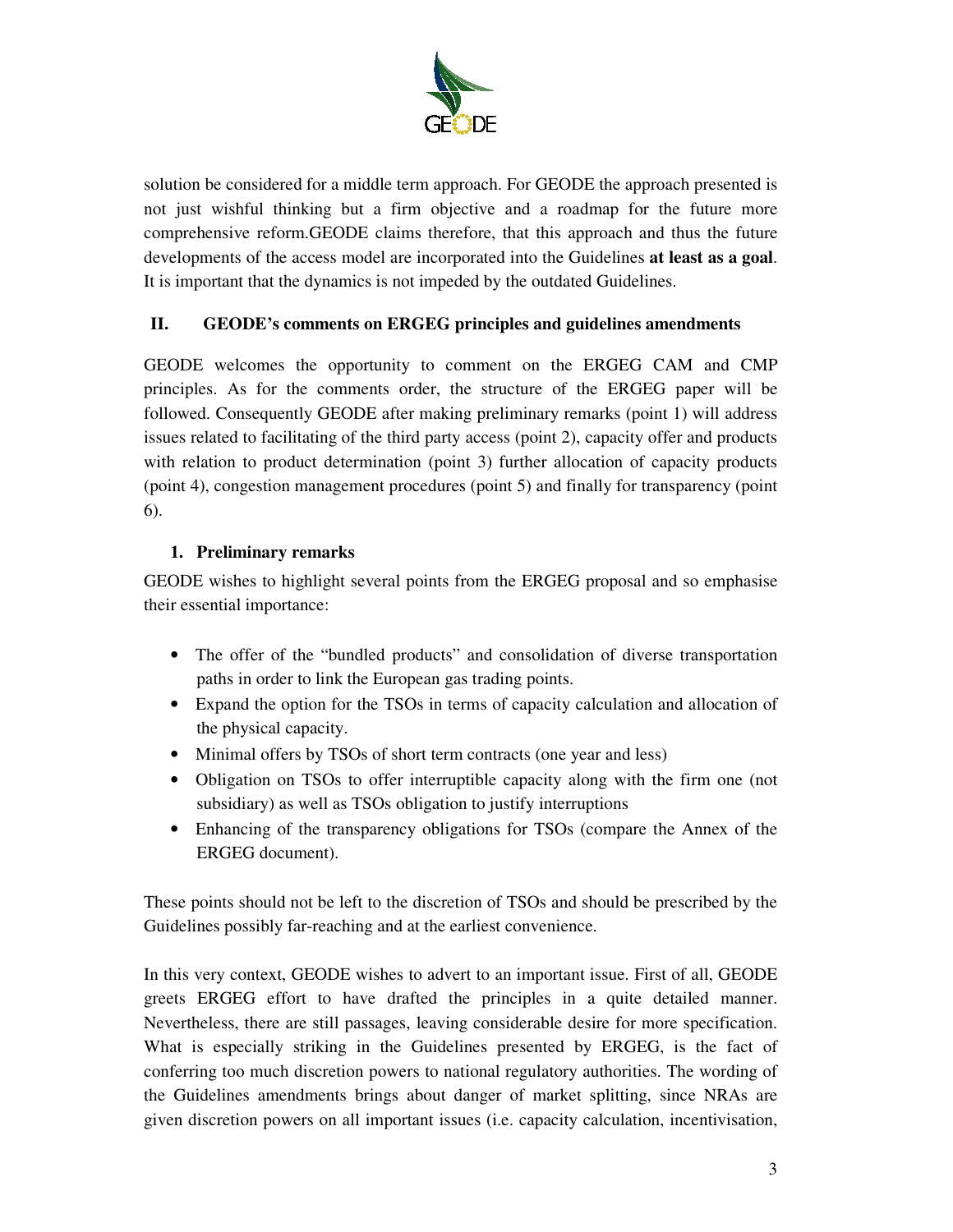solution be considered for a middle term approach. For GEODE the approach presented is not just wishful thinking but a firm objective and a roadmap for the future more comprehensive reform.GEODE claims therefore, that this approach and thus the future developments of the access model are incorporated into the Guidelines **at least as a goal**. It is important that the dynamics is not impeded by the outdated Guidelines.

## II. GEODE's comments on ERGEG principles and guidelines amendments

GEODE welcomes the opportunity to comment on the ERGEG CAM and CMP principles. As for the comments order, the structure of the ERGEG paper will be followed. Consequently GEODE after making preliminary remarks (point 1) will address issues related to facilitating of the third party access (point 2), capacity offer and products with relation to product determination (point 3) further allocation of capacity products (point 4), congestion management procedures (point 5) and finally for transparency (point 6).

### 1. Preliminary remarks

GEODE wishes to highlight several points from the ERGEG proposal and so emphasise their essential importance:

- The offer of the "bundled products" and consolidation of diverse transportation paths in order to link the European gas trading points.
- Expand the option for the TSOs in terms of capacity calculation and allocation of the physical capacity.
- Minimal offers by TSOs of short term contracts (one year and less)
- Obligation on TSOs to offer interruptible capacity along with the firm one (not subsidiary) as well as TSOs obligation to justify interruptions
- Enhancing of the transparency obligations for TSOs (compare the Annex of the ERGEG document).

These points should not be left to the discretion of TSOs and should be prescribed by the Guidelines possibly far-reaching and at the earliest convenience.

In this very context, GEODE wishes to advert to an important issue. First of all, GEODE greets ERGEG effort to have drafted the principles in a quite detailed manner. Nevertheless, there are still passages, leaving considerable desire for more specification. What is especially striking in the Guidelines presented by ERGEG, is the fact of conferring too much discretion powers to national regulatory authorities. The wording of the Guidelines amendments brings about danger of market splitting, since NRAs are given discretion powers on all important issues (i.e. capacity calculation, incentivisation,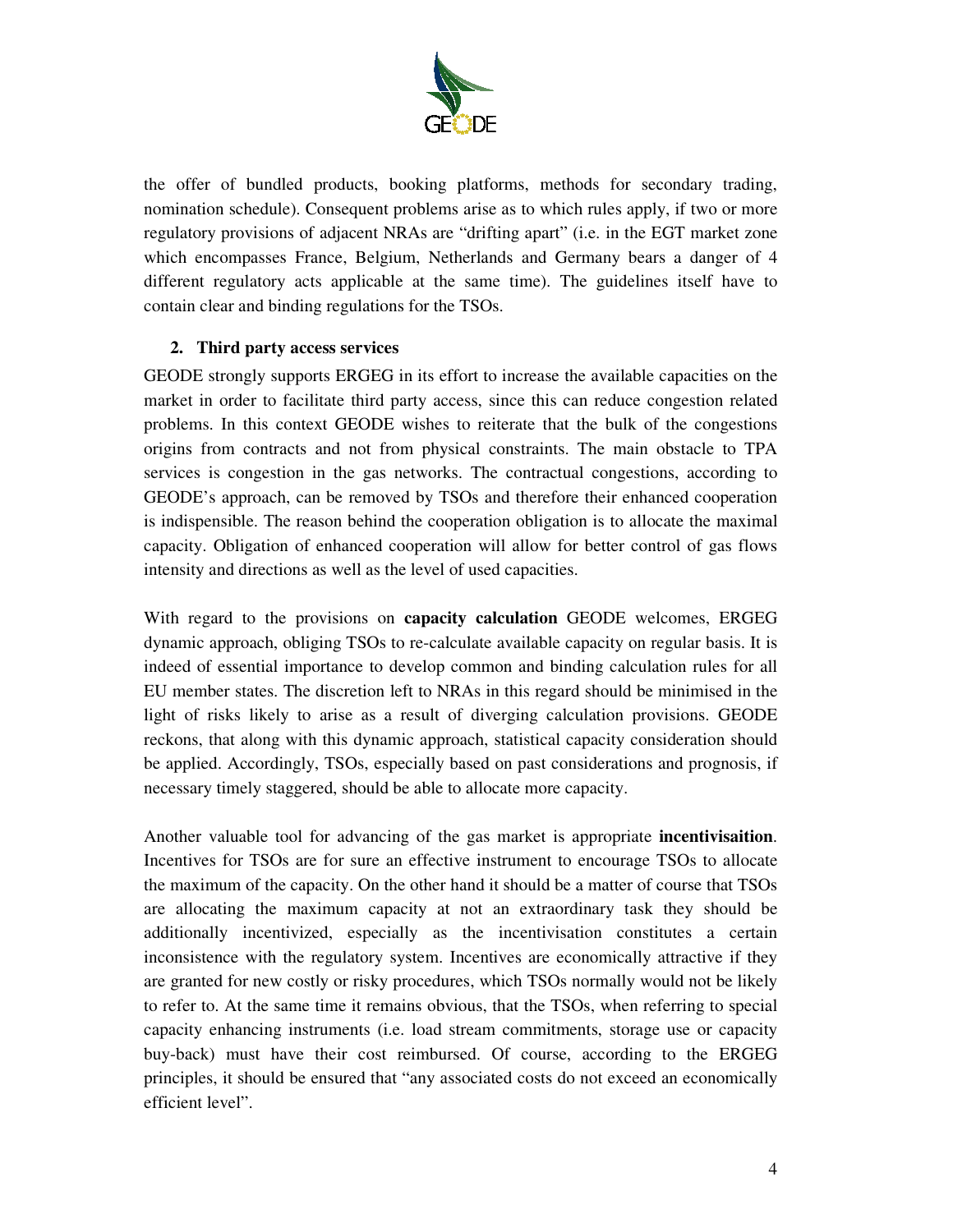the offer of bundled products, booking platforms, methods for secondary trading, nomination schedule). Consequent problems arise as to which rules apply, if two or more regulatory provisions of adjacent NRAs are "drifting apart" (i.e. in the EGT market zone which encompasses France, Belgium, Netherlands and Germany bears a danger of 4 different regulatory acts applicable at the same time). The guidelines itself have to contain clear and binding regulations for the TSOs.

## 2. Third party access services

GEODE strongly supports ERGEG in its effort to increase the available capacities on the market in order to facilitate third party access, since this can reduce congestion related problems. In this context GEODE wishes to reiterate that the bulk of the congestions origins from contracts and not from physical constraints. The main obstacle to TPA services is congestion in the gas networks. The contractual congestions, according to GEODE's approach, can be removed by TSOs and therefore their enhanced cooperation is indispensible. The reason behind the cooperation obligation is to allocate the maximal capacity. Obligation of enhanced cooperation will allow for better control of gas flows intensity and directions as well as the level of used capacities.

With regard to the provisions on **capacity calculation** GEODE welcomes, ERGEG dynamic approach, obliging TSOs to re-calculate available capacity on regular basis. It is indeed of essential importance to develop common and binding calculation rules for all EU member states. The discretion left to NRAs in this regard should be minimised in the light of risks likely to arise as a result of diverging calculation provisions. GEODE reckons, that along with this dynamic approach, statistical capacity consideration should be applied. Accordingly, TSOs, especially based on past considerations and prognosis, if necessary timely staggered, should be able to allocate more capacity.

Another valuable tool for advancing of the gas market is appropriate **incentivisaition**. Incentives for TSOs are for sure an effective instrument to encourage TSOs to allocate the maximum of the capacity. On the other hand it should be a matter of course that TSOs are allocating the maximum capacity at not an extraordinary task they should be additionally incentivized, especially as the incentivisation constitutes a certain inconsistence with the regulatory system. Incentives are economically attractive if they are granted for new costly or risky procedures, which TSOs normally would not be likely to refer to. At the same time it remains obvious, that the TSOs, when referring to special capacity enhancing instruments (i.e. load stream commitments, storage use or capacity buy-back) must have their cost reimbursed. Of course, according to the ERGEG principles, it should be ensured that "any associated costs do not exceed an economically efficient level".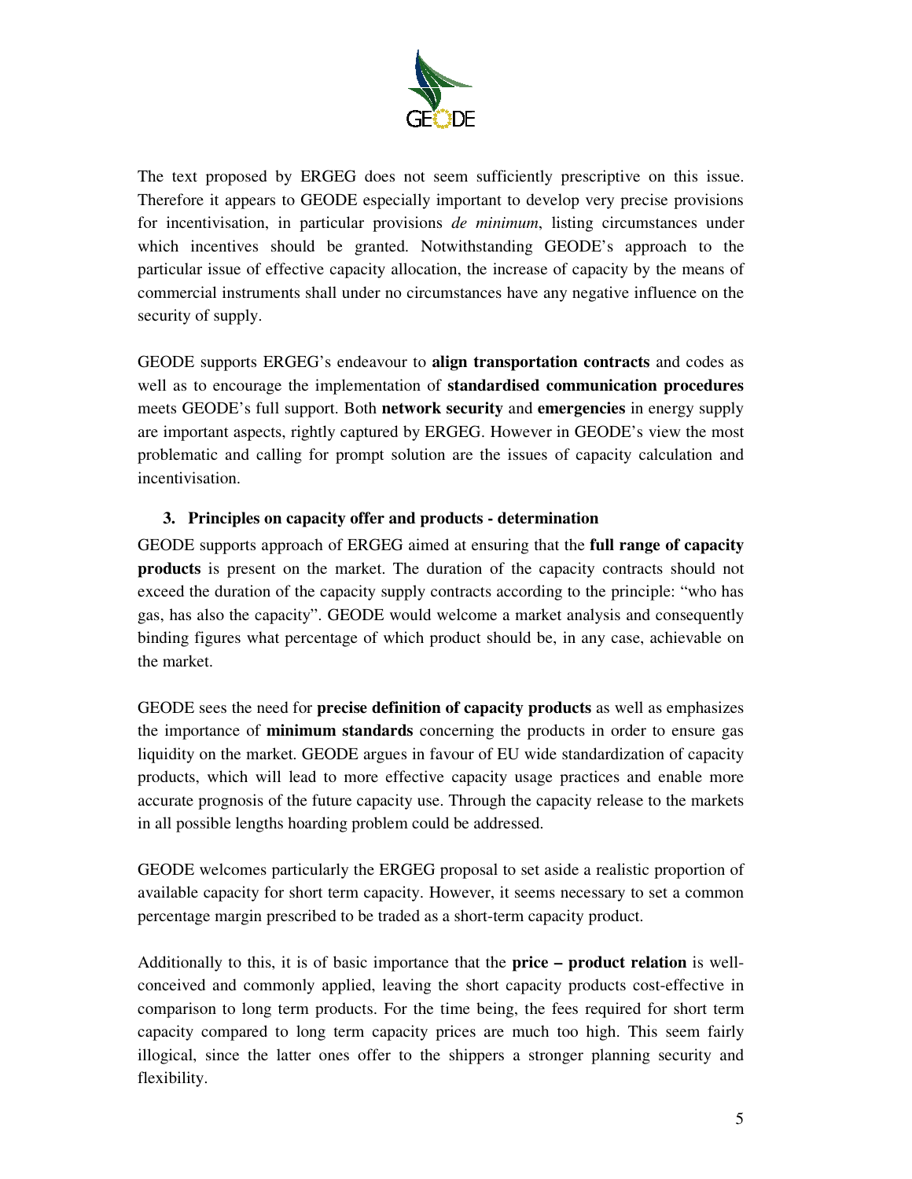The text proposed by ERGEG does not seem sufficiently prescriptive on this issue. Therefore it appears to GEODE especially important to develop very precise provisions for incentivisation, in particular provisions *de minimum*, listing circumstances under which incentives should be granted. Notwithstanding GEODE's approach to the particular issue of effective capacity allocation, the increase of capacity by the means of commercial instruments shall under no circumstances have any negative influence on the security of supply.

GEODE supports ERGEG's endeavour to **align transportation contracts** and codes as well as to encourage the implementation of **standardised communication procedures** meets GEODE's full support. Both **network security** and **emergencies** in energy supply are important aspects, rightly captured by ERGEG. However in GEODE's view the most problematic and calling for prompt solution are the issues of capacity calculation and incentivisation.

### 3. Principles on capacity offer and products - determination

GEODE supports approach of ERGEG aimed at ensuring that the **full range of capacity products** is present on the market. The duration of the capacity contracts should not exceed the duration of the capacity supply contracts according to the principle: "who has gas, has also the capacity". GEODE would welcome a market analysis and consequently binding figures what percentage of which product should be, in any case, achievable on the market.

GEODE sees the need for **precise definition of capacity products** as well as emphasizes the importance of **minimum standards** concerning the products in order to ensure gas liquidity on the market. GEODE argues in favour of EU wide standardization of capacity products, which will lead to more effective capacity usage practices and enable more accurate prognosis of the future capacity use. Through the capacity release to the markets in all possible lengths hoarding problem could be addressed.

GEODE welcomes particularly the ERGEG proposal to set aside a realistic proportion of available capacity for short term capacity. However, it seems necessary to set a common percentage margin prescribed to be traded as a short-term capacity product.

Additionally to this, it is of basic importance that the **price – product relation** is well-conceived and commonly applied, leaving the short capacity products cost-effective in comparison to long term products. For the time being, the fees required for short term capacity compared to long term capacity prices are much too high. This seem fairly illogical, since the latter ones offer to the shippers a stronger planning security and flexibility.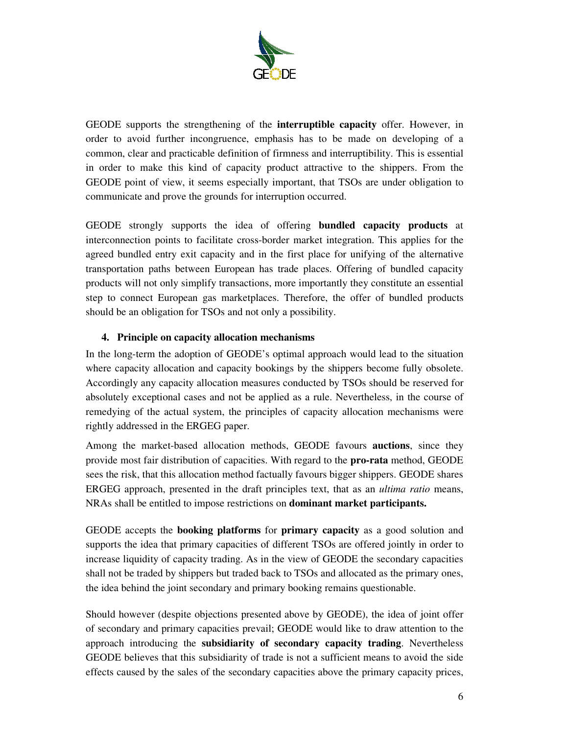GEODE supports the strengthening of the **interruptible capacity** offer. However, in order to avoid further incongruence, emphasis has to be made on developing of a common, clear and practicable definition of firmness and interruptibility. This is essential in order to make this kind of capacity product attractive to the shippers. From the GEODE point of view, it seems especially important, that TSOs are under obligation to communicate and prove the grounds for interruption occurred.

GEODE strongly supports the idea of offering **bundled capacity products** at interconnection points to facilitate cross-border market integration. This applies for the agreed bundled entry exit capacity and in the first place for unifying of the alternative transportation paths between European has trade places. Offering of bundled capacity products will not only simplify transactions, more importantly they constitute an essential step to connect European gas marketplaces. Therefore, the offer of bundled products should be an obligation for TSOs and not only a possibility.

### 4. Principle on capacity allocation mechanisms

In the long-term the adoption of GEODE's optimal approach would lead to the situation where capacity allocation and capacity bookings by the shippers become fully obsolete. Accordingly any capacity allocation measures conducted by TSOs should be reserved for absolutely exceptional cases and not be applied as a rule. Nevertheless, in the course of remedying of the actual system, the principles of capacity allocation mechanisms were rightly addressed in the ERGEG paper.

Among the market-based allocation methods, GEODE favours **auctions**, since they provide most fair distribution of capacities. With regard to the **pro-rata** method, GEODE sees the risk, that this allocation method factually favours bigger shippers. GEODE shares ERGEG approach, presented in the draft principles text, that as an *ultima ratio* means, NRAs shall be entitled to impose restrictions on **dominant market participants.**

GEODE accepts the **booking platforms** for **primary capacity** as a good solution and supports the idea that primary capacities of different TSOs are offered jointly in order to increase liquidity of capacity trading. As in the view of GEODE the secondary capacities shall not be traded by shippers but traded back to TSOs and allocated as the primary ones, the idea behind the joint secondary and primary booking remains questionable.

Should however (despite objections presented above by GEODE), the idea of joint offer of secondary and primary capacities prevail; GEODE would like to draw attention to the approach introducing the **subsidiarity of secondary capacity trading**. Nevertheless GEODE believes that this subsidiarity of trade is not a sufficient means to avoid the side effects caused by the sales of the secondary capacities above the primary capacity prices,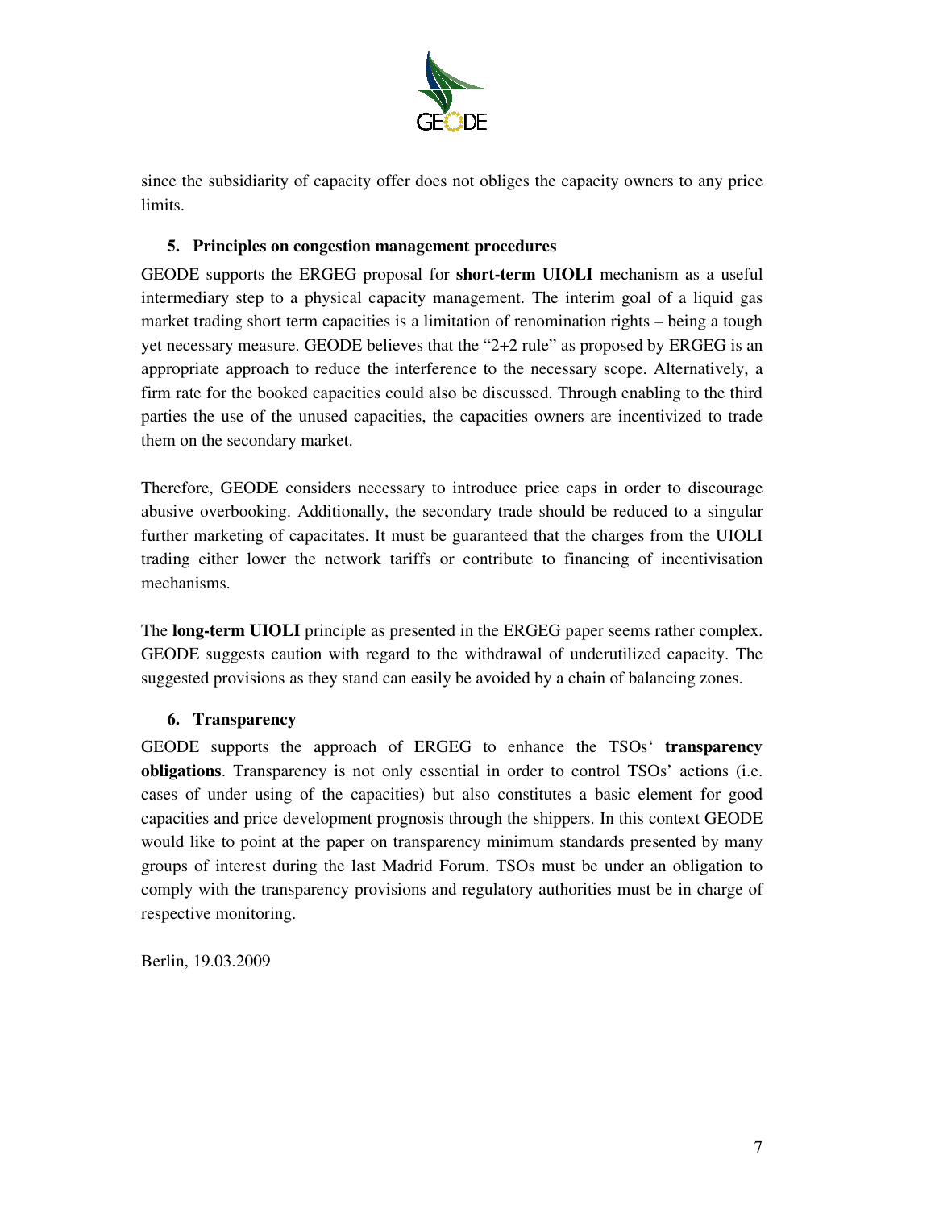since the subsidiarity of capacity offer does not obliges the capacity owners to any price limits.

## 5. Principles on congestion management procedures

GEODE supports the ERGEG proposal for **short-term UIOLI** mechanism as a useful intermediary step to a physical capacity management. The interim goal of a liquid gas market trading short term capacities is a limitation of renomination rights – being a tough yet necessary measure. GEODE believes that the "2+2 rule" as proposed by ERGEG is an appropriate approach to reduce the interference to the necessary scope. Alternatively, a firm rate for the booked capacities could also be discussed. Through enabling to the third parties the use of the unused capacities, the capacities owners are incentivized to trade them on the secondary market.

Therefore, GEODE considers necessary to introduce price caps in order to discourage abusive overbooking. Additionally, the secondary trade should be reduced to a singular further marketing of capacitates. It must be guaranteed that the charges from the UIOLI trading either lower the network tariffs or contribute to financing of incentivisation mechanisms.

The **long-term UIOLI** principle as presented in the ERGEG paper seems rather complex. GEODE suggests caution with regard to the withdrawal of underutilized capacity. The suggested provisions as they stand can easily be avoided by a chain of balancing zones.

## 6. Transparency

GEODE supports the approach of ERGEG to enhance the TSOs' **transparency obligations**. Transparency is not only essential in order to control TSOs' actions (i.e. cases of under using of the capacities) but also constitutes a basic element for good capacities and price development prognosis through the shippers. In this context GEODE would like to point at the paper on transparency minimum standards presented by many groups of interest during the last Madrid Forum. TSOs must be under an obligation to comply with the transparency provisions and regulatory authorities must be in charge of respective monitoring.

Berlin, 19.03.2009